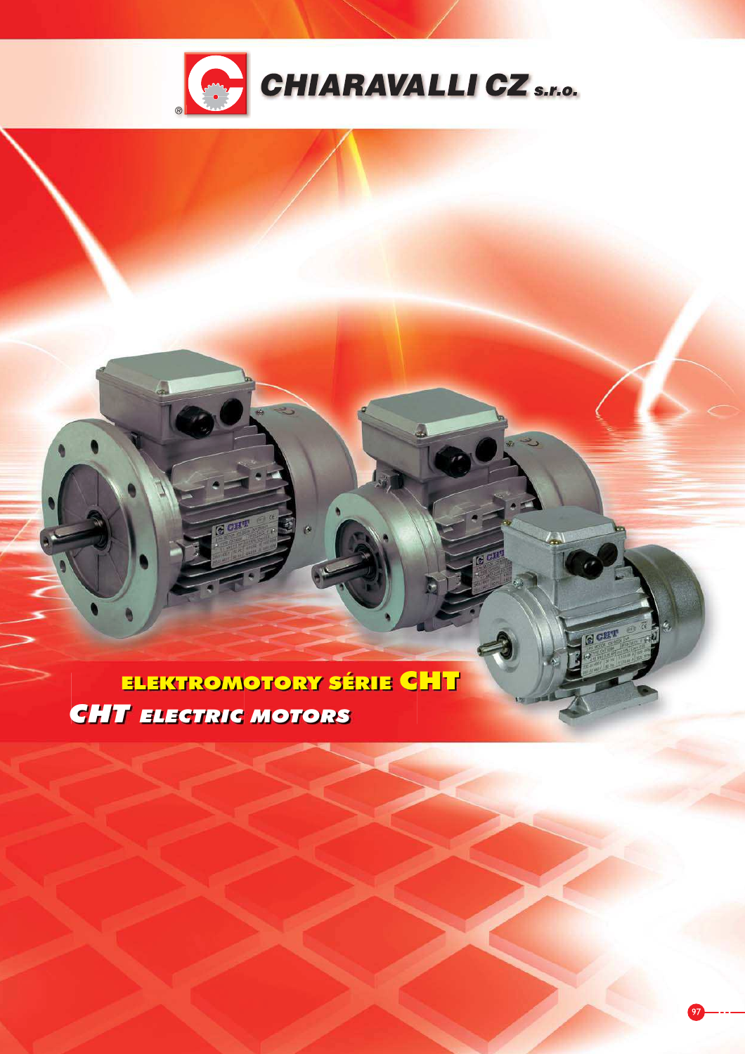# CHIARAVALLI CZ s.r.o.

## ELEKTROMOTORY SÉRIE CHT

## CHT ELECTRIC MOTORS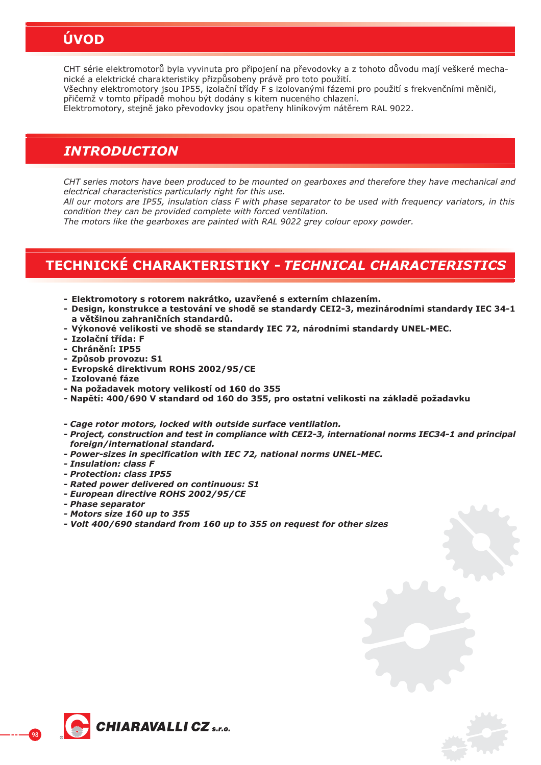# ÚVOD

CHT série elektromotorů byla vyvinuta pro připojení na převodovky a z tohoto důvodu mají veškeré mechanické a elektrické charakteristiky přizpůsobeny právě pro toto použití.
Všechny elektromotory jsou IP55, izolační třídy F s izolovanými fázemi pro použití s frekvenčními měniči, přičemž v tomto případě mohou být dodány s kitem nuceného chlazení.
Elektromotory, stejně jako převodovky jsou opatřeny hliníkovým nátěrem RAL 9022.

# *INTRODUCTION*

*CHT series motors have been produced to be mounted on gearboxes and therefore they have mechanical and electrical characteristics particularly right for this use.*
*All our motors are IP55, insulation class F with phase separator to be used with frequency variators, in this condition they can be provided complete with forced ventilation.*
*The motors like the gearboxes are painted with RAL 9022 grey colour epoxy powder.*

# TECHNICKÉ CHARAKTERISTIKY - *TECHNICAL CHARACTERISTICS*

- **Elektromotory s rotorem nakrátko, uzavřené s externím chlazením.**
- **Design, konstrukce a testování ve shodě se standardy CEI2-3, mezinárodními standardy IEC 34-1 a většinou zahraničních standardů.**
- **Výkonové velikosti ve shodě se standardy IEC 72, národními standardy UNEL-MEC.**
- **Izolační třída: F**
- **Chránění: IP55**
- **Způsob provozu: S1**
- **Evropské direktivum ROHS 2002/95/CE**
- **Izolované fáze**
- **Na požadavek motory velikostí od 160 do 355**
- **Napětí: 400/690 V standard od 160 do 355, pro ostatní velikosti na základě požadavku**

- ***Cage rotor motors, locked with outside surface ventilation.***
- ***Project, construction and test in compliance with CEI2-3, international norms IEC34-1 and principal foreign/international standard.***
- ***Power-sizes in specification with IEC 72, national norms UNEL-MEC.***
- ***Insulation: class F***
- ***Protection: class IP55***
- ***Rated power delivered on continuous: S1***
- ***European directive ROHS 2002/95/CE***
- ***Phase separator***
- ***Motors size 160 up to 355***
- ***Volt 400/690 standard from 160 up to 355 on request for other sizes***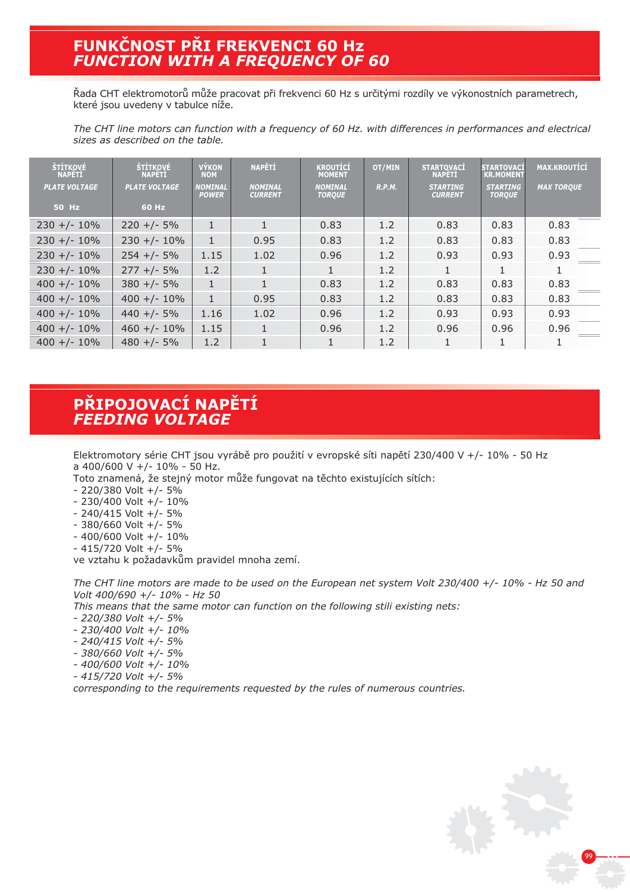# FUNKČNOST PŘI FREKVENCI 60 Hz
## *FUNCTION WITH A FREQUENCY OF 60*

Řada CHT elektromotorů může pracovat při frekvenci 60 Hz s určitými rozdíly ve výkonostních parametrech, které jsou uvedeny v tabulce níže.

*The CHT line motors can function with a frequency of 60 Hz. with differences in performances and electrical sizes as described on the table.*

| ŠTÍTKOVÉ NAPĚTÍ *PLATE VOLTAGE* 50 Hz | ŠTÍTKOVÉ NAPĚTÍ *PLATE VOLTAGE* 60 Hz | VÝKON NOM *NOMINAL POWER* | NAPĚTÍ *NOMINAL CURRENT* | KROUTÍCÍ MOMENT *NOMINAL TORQUE* | OT/MIN *R.P.M.* | STARTOVACÍ NAPĚTÍ *STARTING CURRENT* | STARTOVACÍ KR.MOMENT *STARTING TORQUE* | MAX.KROUTÍCÍ *MAX TORQUE* |
|---|---|---|---|---|---|---|---|---|
| 230 +/- 10% | 220 +/- 5% | 1 | 1 | 0.83 | 1.2 | 0.83 | 0.83 | 0.83 |
| 230 +/- 10% | 230 +/- 10% | 1 | 0.95 | 0.83 | 1.2 | 0.83 | 0.83 | 0.83 |
| 230 +/- 10% | 254 +/- 5% | 1.15 | 1.02 | 0.96 | 1.2 | 0.93 | 0.93 | 0.93 |
| 230 +/- 10% | 277 +/- 5% | 1.2 | 1 | 1 | 1.2 | 1 | 1 | 1 |
| 400 +/- 10% | 380 +/- 5% | 1 | 1 | 0.83 | 1.2 | 0.83 | 0.83 | 0.83 |
| 400 +/- 10% | 400 +/- 10% | 1 | 0.95 | 0.83 | 1.2 | 0.83 | 0.83 | 0.83 |
| 400 +/- 10% | 440 +/- 5% | 1.16 | 1.02 | 0.96 | 1.2 | 0.93 | 0.93 | 0.93 |
| 400 +/- 10% | 460 +/- 10% | 1.15 | 1 | 0.96 | 1.2 | 0.96 | 0.96 | 0.96 |
| 400 +/- 10% | 480 +/- 5% | 1.2 | 1 | 1 | 1.2 | 1 | 1 | 1 |

# PŘIPOJOVACÍ NAPĚTÍ
## *FEEDING VOLTAGE*

Elektromotory série CHT jsou vyrábě pro použití v evropské síti napětí 230/400 V +/- 10% - 50 Hz a 400/600 V +/- 10% - 50 Hz.
Toto znamená, že stejný motor může fungovat na těchto existujících sítích:
- 220/380 Volt +/- 5%
- 230/400 Volt +/- 10%
- 240/415 Volt +/- 5%
- 380/660 Volt +/- 5%
- 400/600 Volt +/- 10%
- 415/720 Volt +/- 5%

ve vztahu k požadavkům pravidel mnoha zemí.

*The CHT line motors are made to be used on the European net system Volt 230/400 +/- 10% - Hz 50 and Volt 400/690 +/- 10% - Hz 50*
*This means that the same motor can function on the following stili existing nets:*
- *220/380 Volt +/- 5%*
- *230/400 Volt +/- 10%*
- *240/415 Volt +/- 5%*
- *380/660 Volt +/- 5%*
- *400/600 Volt +/- 10%*
- *415/720 Volt +/- 5%*

*corresponding to the requirements requested by the rules of numerous countries.*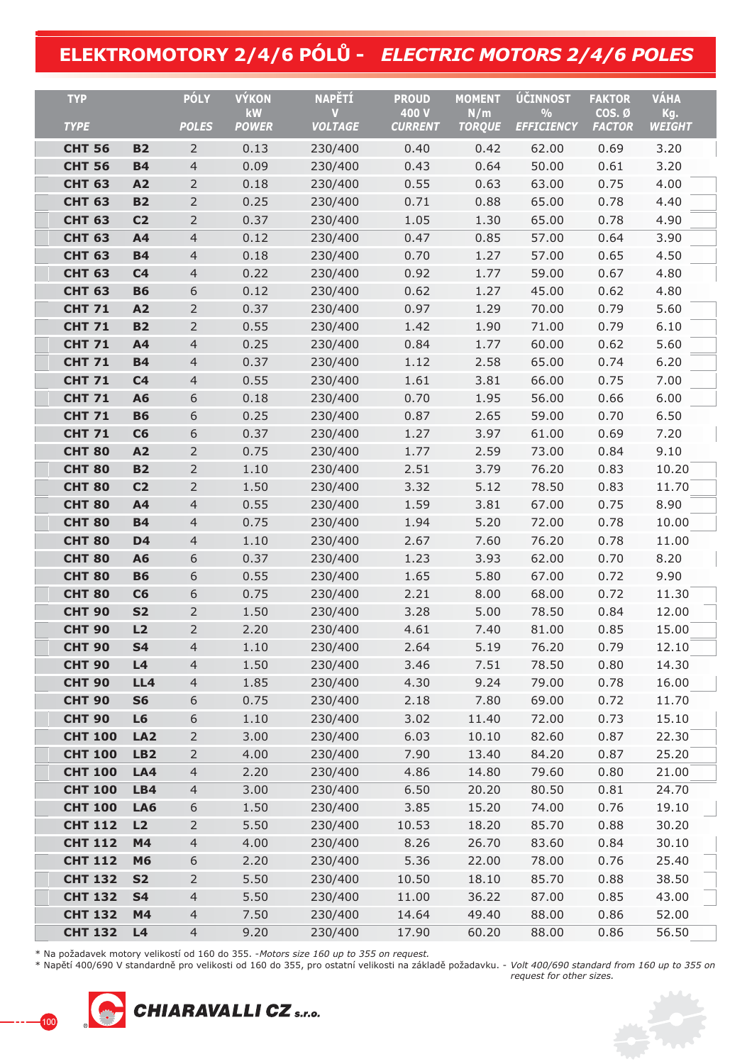# ELEKTROMOTORY 2/4/6 PÓLŮ - *ELECTRIC MOTORS 2/4/6 POLES*

| TYP *TYPE* | | PÓLY *POLES* | VÝKON kW *POWER* | NAPĚTÍ V *VOLTAGE* | PROUD 400 V *CURRENT* | MOMENT N/m *TORQUE* | ÚČINNOST % *EFFICIENCY* | FAKTOR COS. Ø *FACTOR* | VÁHA Kg. *WEIGHT* |
|---|---|---|---|---|---|---|---|---|---|
| **CHT 56** | **B2** | 2 | 0.13 | 230/400 | 0.40 | 0.42 | 62.00 | 0.69 | 3.20 |
| **CHT 56** | **B4** | 4 | 0.09 | 230/400 | 0.43 | 0.64 | 50.00 | 0.61 | 3.20 |
| **CHT 63** | **A2** | 2 | 0.18 | 230/400 | 0.55 | 0.63 | 63.00 | 0.75 | 4.00 |
| **CHT 63** | **B2** | 2 | 0.25 | 230/400 | 0.71 | 0.88 | 65.00 | 0.78 | 4.40 |
| **CHT 63** | **C2** | 2 | 0.37 | 230/400 | 1.05 | 1.30 | 65.00 | 0.78 | 4.90 |
| **CHT 63** | **A4** | 4 | 0.12 | 230/400 | 0.47 | 0.85 | 57.00 | 0.64 | 3.90 |
| **CHT 63** | **B4** | 4 | 0.18 | 230/400 | 0.70 | 1.27 | 57.00 | 0.65 | 4.50 |
| **CHT 63** | **C4** | 4 | 0.22 | 230/400 | 0.92 | 1.77 | 59.00 | 0.67 | 4.80 |
| **CHT 63** | **B6** | 6 | 0.12 | 230/400 | 0.62 | 1.27 | 45.00 | 0.62 | 4.80 |
| **CHT 71** | **A2** | 2 | 0.37 | 230/400 | 0.97 | 1.29 | 70.00 | 0.79 | 5.60 |
| **CHT 71** | **B2** | 2 | 0.55 | 230/400 | 1.42 | 1.90 | 71.00 | 0.79 | 6.10 |
| **CHT 71** | **A4** | 4 | 0.25 | 230/400 | 0.84 | 1.77 | 60.00 | 0.62 | 5.60 |
| **CHT 71** | **B4** | 4 | 0.37 | 230/400 | 1.12 | 2.58 | 65.00 | 0.74 | 6.20 |
| **CHT 71** | **C4** | 4 | 0.55 | 230/400 | 1.61 | 3.81 | 66.00 | 0.75 | 7.00 |
| **CHT 71** | **A6** | 6 | 0.18 | 230/400 | 0.70 | 1.95 | 56.00 | 0.66 | 6.00 |
| **CHT 71** | **B6** | 6 | 0.25 | 230/400 | 0.87 | 2.65 | 59.00 | 0.70 | 6.50 |
| **CHT 71** | **C6** | 6 | 0.37 | 230/400 | 1.27 | 3.97 | 61.00 | 0.69 | 7.20 |
| **CHT 80** | **A2** | 2 | 0.75 | 230/400 | 1.77 | 2.59 | 73.00 | 0.84 | 9.10 |
| **CHT 80** | **B2** | 2 | 1.10 | 230/400 | 2.51 | 3.79 | 76.20 | 0.83 | 10.20 |
| **CHT 80** | **C2** | 2 | 1.50 | 230/400 | 3.32 | 5.12 | 78.50 | 0.83 | 11.70 |
| **CHT 80** | **A4** | 4 | 0.55 | 230/400 | 1.59 | 3.81 | 67.00 | 0.75 | 8.90 |
| **CHT 80** | **B4** | 4 | 0.75 | 230/400 | 1.94 | 5.20 | 72.00 | 0.78 | 10.00 |
| **CHT 80** | **D4** | 4 | 1.10 | 230/400 | 2.67 | 7.60 | 76.20 | 0.78 | 11.00 |
| **CHT 80** | **A6** | 6 | 0.37 | 230/400 | 1.23 | 3.93 | 62.00 | 0.70 | 8.20 |
| **CHT 80** | **B6** | 6 | 0.55 | 230/400 | 1.65 | 5.80 | 67.00 | 0.72 | 9.90 |
| **CHT 80** | **C6** | 6 | 0.75 | 230/400 | 2.21 | 8.00 | 68.00 | 0.72 | 11.30 |
| **CHT 90** | **S2** | 2 | 1.50 | 230/400 | 3.28 | 5.00 | 78.50 | 0.84 | 12.00 |
| **CHT 90** | **L2** | 2 | 2.20 | 230/400 | 4.61 | 7.40 | 81.00 | 0.85 | 15.00 |
| **CHT 90** | **S4** | 4 | 1.10 | 230/400 | 2.64 | 5.19 | 76.20 | 0.79 | 12.10 |
| **CHT 90** | **L4** | 4 | 1.50 | 230/400 | 3.46 | 7.51 | 78.50 | 0.80 | 14.30 |
| **CHT 90** | **LL4** | 4 | 1.85 | 230/400 | 4.30 | 9.24 | 79.00 | 0.78 | 16.00 |
| **CHT 90** | **S6** | 6 | 0.75 | 230/400 | 2.18 | 7.80 | 69.00 | 0.72 | 11.70 |
| **CHT 90** | **L6** | 6 | 1.10 | 230/400 | 3.02 | 11.40 | 72.00 | 0.73 | 15.10 |
| **CHT 100** | **LA2** | 2 | 3.00 | 230/400 | 6.03 | 10.10 | 82.60 | 0.87 | 22.30 |
| **CHT 100** | **LB2** | 2 | 4.00 | 230/400 | 7.90 | 13.40 | 84.20 | 0.87 | 25.20 |
| **CHT 100** | **LA4** | 4 | 2.20 | 230/400 | 4.86 | 14.80 | 79.60 | 0.80 | 21.00 |
| **CHT 100** | **LB4** | 4 | 3.00 | 230/400 | 6.50 | 20.20 | 80.50 | 0.81 | 24.70 |
| **CHT 100** | **LA6** | 6 | 1.50 | 230/400 | 3.85 | 15.20 | 74.00 | 0.76 | 19.10 |
| **CHT 112** | **L2** | 2 | 5.50 | 230/400 | 10.53 | 18.20 | 85.70 | 0.88 | 30.20 |
| **CHT 112** | **M4** | 4 | 4.00 | 230/400 | 8.26 | 26.70 | 83.60 | 0.84 | 30.10 |
| **CHT 112** | **M6** | 6 | 2.20 | 230/400 | 5.36 | 22.00 | 78.00 | 0.76 | 25.40 |
| **CHT 132** | **S2** | 2 | 5.50 | 230/400 | 10.50 | 18.10 | 85.70 | 0.88 | 38.50 |
| **CHT 132** | **S4** | 4 | 5.50 | 230/400 | 11.00 | 36.22 | 87.00 | 0.85 | 43.00 |
| **CHT 132** | **M4** | 4 | 7.50 | 230/400 | 14.64 | 49.40 | 88.00 | 0.86 | 52.00 |
| **CHT 132** | **L4** | 4 | 9.20 | 230/400 | 17.90 | 60.20 | 88.00 | 0.86 | 56.50 |

* Na požadavek motory velikostí od 160 do 355. -*Motors size 160 up to 355 on request.*
* Napětí 400/690 V standardně pro velikosti od 160 do 355, pro ostatní velikosti na základě požadavku. - *Volt 400/690 standard from 160 up to 355 on request for other sizes.*

**CHIARAVALLI CZ s.r.o.**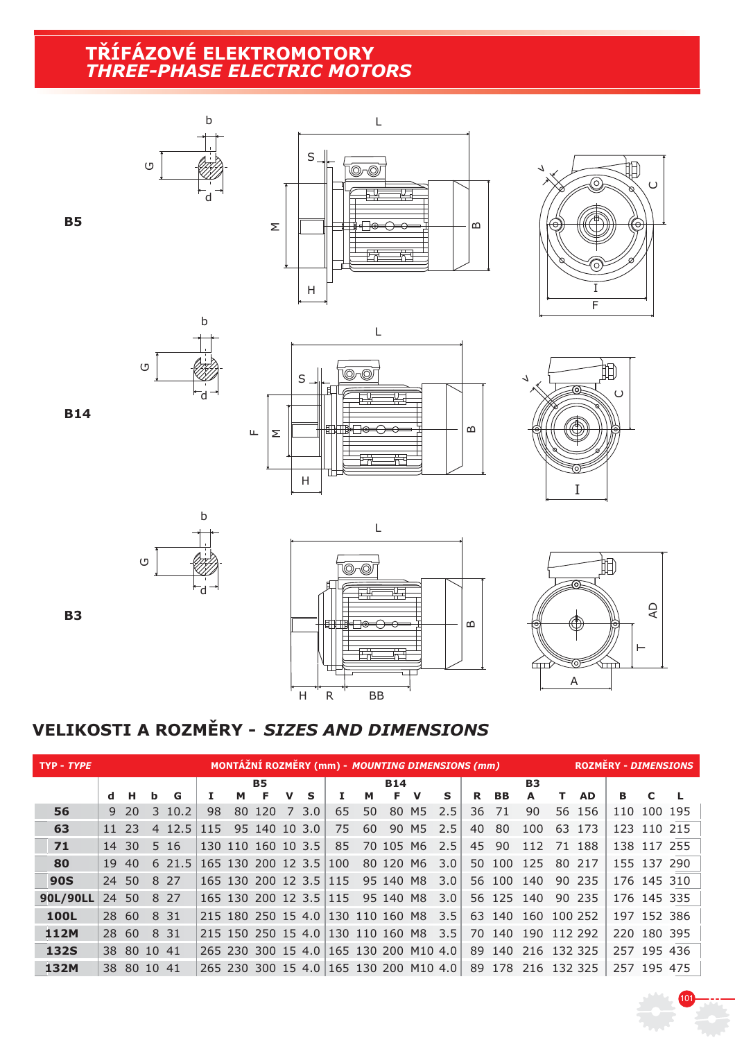# TŘÍFÁZOVÉ ELEKTROMOTORY
*THREE-PHASE ELECTRIC MOTORS*

B5

B14

B3

## VELIKOSTI A ROZMĚRY - *SIZES AND DIMENSIONS*

| TYP - *TYPE* | MONTÁŽNÍ ROZMĚRY (mm) - *MOUNTING DIMENSIONS (mm)* | | | | | | | | | | | | | | | | | | | | | ROZMĚRY - *DIMENSIONS* | | |
|---|---|---|---|---|---|---|---|---|---|---|---|---|---|---|---|---|---|---|---|---|---|---|---|---|
| | | | | | B5 | | | | | B14 | | | | | B3 | | | | | | | | | |
| | d | H | b | G | I | M | F | V | S | I | M | F | V | S | R | BB | A | T | AD | B | C | L |
| **56** | 9 | 20 | 3 | 10.2 | 98 | 80 | 120 | 7 | 3.0 | 65 | 50 | 80 | M5 | 2.5 | 36 | 71 | 90 | 56 | 156 | 110 | 100 | 195 |
| **63** | 11 | 23 | 4 | 12.5 | 115 | 95 | 140 | 10 | 3.0 | 75 | 60 | 90 | M5 | 2.5 | 40 | 80 | 100 | 63 | 173 | 123 | 110 | 215 |
| **71** | 14 | 30 | 5 | 16 | 130 | 110 | 160 | 10 | 3.5 | 85 | 70 | 105 | M6 | 2.5 | 45 | 90 | 112 | 71 | 188 | 138 | 117 | 255 |
| **80** | 19 | 40 | 6 | 21.5 | 165 | 130 | 200 | 12 | 3.5 | 100 | 80 | 120 | M6 | 3.0 | 50 | 100 | 125 | 80 | 217 | 155 | 137 | 290 |
| **90S** | 24 | 50 | 8 | 27 | 165 | 130 | 200 | 12 | 3.5 | 115 | 95 | 140 | M8 | 3.0 | 56 | 100 | 140 | 90 | 235 | 176 | 145 | 310 |
| **90L/90LL** | 24 | 50 | 8 | 27 | 165 | 130 | 200 | 12 | 3.5 | 115 | 95 | 140 | M8 | 3.0 | 56 | 125 | 140 | 90 | 235 | 176 | 145 | 335 |
| **100L** | 28 | 60 | 8 | 31 | 215 | 180 | 250 | 15 | 4.0 | 130 | 110 | 160 | M8 | 3.5 | 63 | 140 | 160 | 100 | 252 | 197 | 152 | 386 |
| **112M** | 28 | 60 | 8 | 31 | 215 | 150 | 250 | 15 | 4.0 | 130 | 110 | 160 | M8 | 3.5 | 70 | 140 | 190 | 112 | 292 | 220 | 180 | 395 |
| **132S** | 38 | 80 | 10 | 41 | 265 | 230 | 300 | 15 | 4.0 | 165 | 130 | 200 | M10 | 4.0 | 89 | 140 | 216 | 132 | 325 | 257 | 195 | 436 |
| **132M** | 38 | 80 | 10 | 41 | 265 | 230 | 300 | 15 | 4.0 | 165 | 130 | 200 | M10 | 4.0 | 89 | 178 | 216 | 132 | 325 | 257 | 195 | 475 |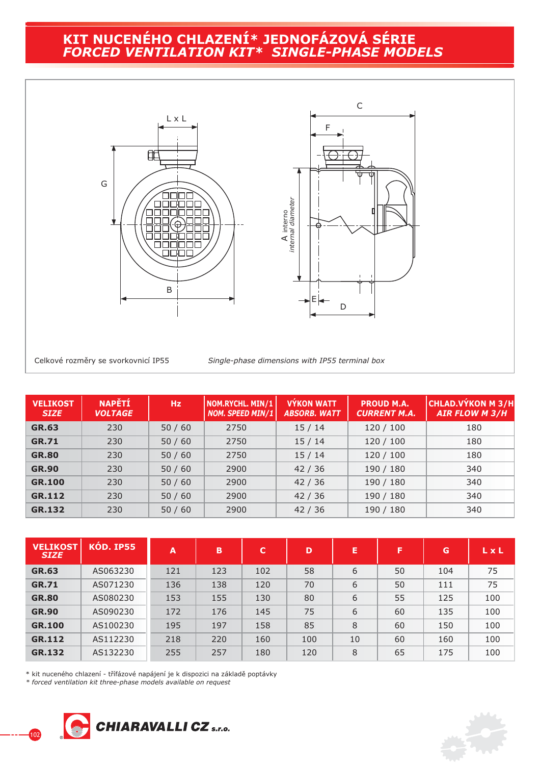# KIT NUCENÉHO CHLAZENÍ* JEDNOFÁZOVÁ SÉRIE
# *FORCED VENTILATION KIT* SINGLE-PHASE MODELS*

L x L

G

B

C

F

A interno
*internal diameter*

E

D

Celkové rozměry se svorkovnicí IP55

*Single-phase dimensions with IP55 terminal box*

| VELIKOST *SIZE* | NAPĚTÍ *VOLTAGE* | Hz | NOM.RYCHL. MIN/1 *NOM. SPEED MIN/1* | VÝKON WATT *ABSORB. WATT* | PROUD M.A. *CURRENT M.A.* | CHLAD.VÝKON M 3/H *AIR FLOW M 3/H* |
|---|---|---|---|---|---|---|
| **GR.63** | 230 | 50 / 60 | 2750 | 15 / 14 | 120 / 100 | 180 |
| **GR.71** | 230 | 50 / 60 | 2750 | 15 / 14 | 120 / 100 | 180 |
| **GR.80** | 230 | 50 / 60 | 2750 | 15 / 14 | 120 / 100 | 180 |
| **GR.90** | 230 | 50 / 60 | 2900 | 42 / 36 | 190 / 180 | 340 |
| **GR.100** | 230 | 50 / 60 | 2900 | 42 / 36 | 190 / 180 | 340 |
| **GR.112** | 230 | 50 / 60 | 2900 | 42 / 36 | 190 / 180 | 340 |
| **GR.132** | 230 | 50 / 60 | 2900 | 42 / 36 | 190 / 180 | 340 |

| VELIKOST *SIZE* | KÓD. IP55 | A | B | C | D | E | F | G | L x L |
|---|---|---|---|---|---|---|---|---|---|
| **GR.63** | AS063230 | 121 | 123 | 102 | 58 | 6 | 50 | 104 | 75 |
| **GR.71** | AS071230 | 136 | 138 | 120 | 70 | 6 | 50 | 111 | 75 |
| **GR.80** | AS080230 | 153 | 155 | 130 | 80 | 6 | 55 | 125 | 100 |
| **GR.90** | AS090230 | 172 | 176 | 145 | 75 | 6 | 60 | 135 | 100 |
| **GR.100** | AS100230 | 195 | 197 | 158 | 85 | 8 | 60 | 150 | 100 |
| **GR.112** | AS112230 | 218 | 220 | 160 | 100 | 10 | 60 | 160 | 100 |
| **GR.132** | AS132230 | 255 | 257 | 180 | 120 | 8 | 65 | 175 | 100 |

* kit nuceného chlazení - třífázové napájení je k dispozici na základě poptávky
*\* forced ventilation kit three-phase models available on request*

CHIARAVALLI CZ s.r.o.